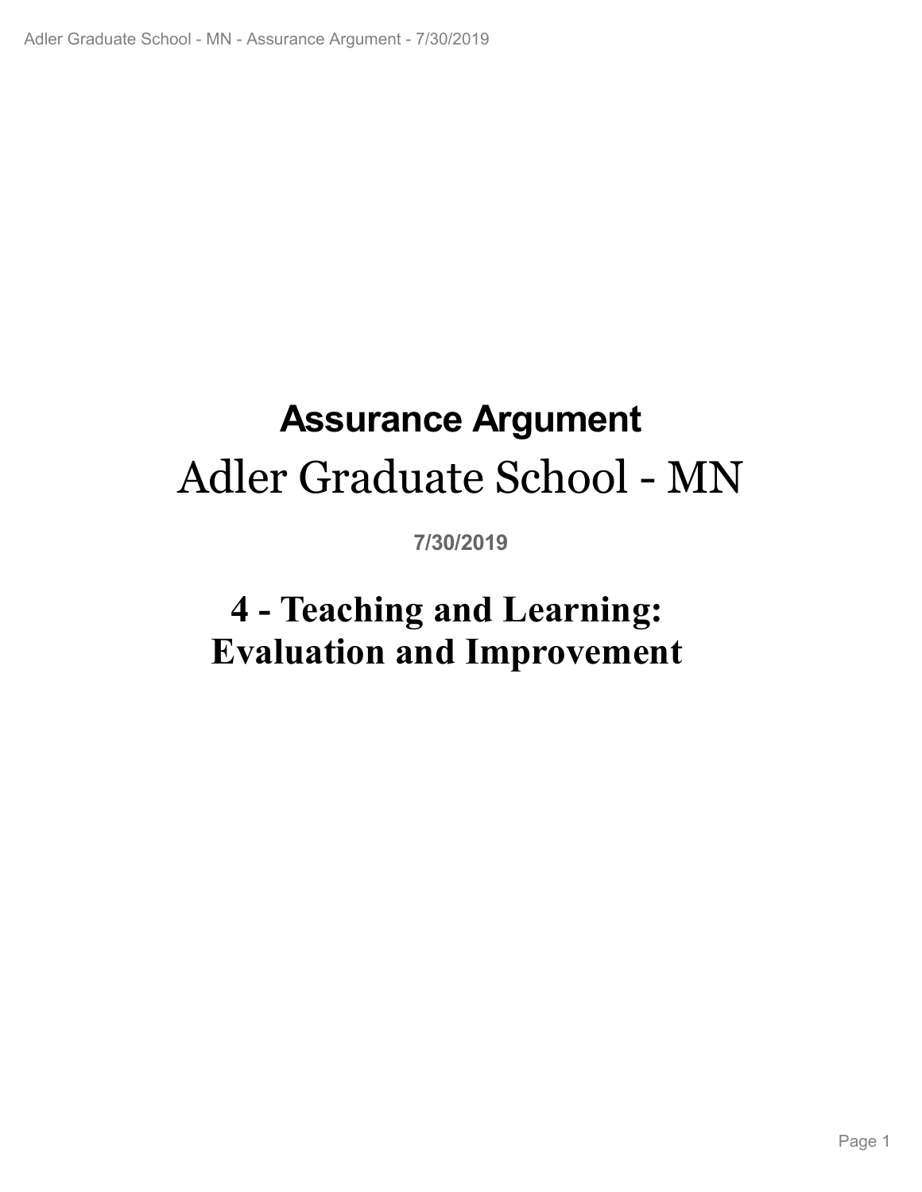# Assurance Argument

# Adler Graduate School - MN

**7/30/2019**

## 4 - Teaching and Learning: Evaluation and Improvement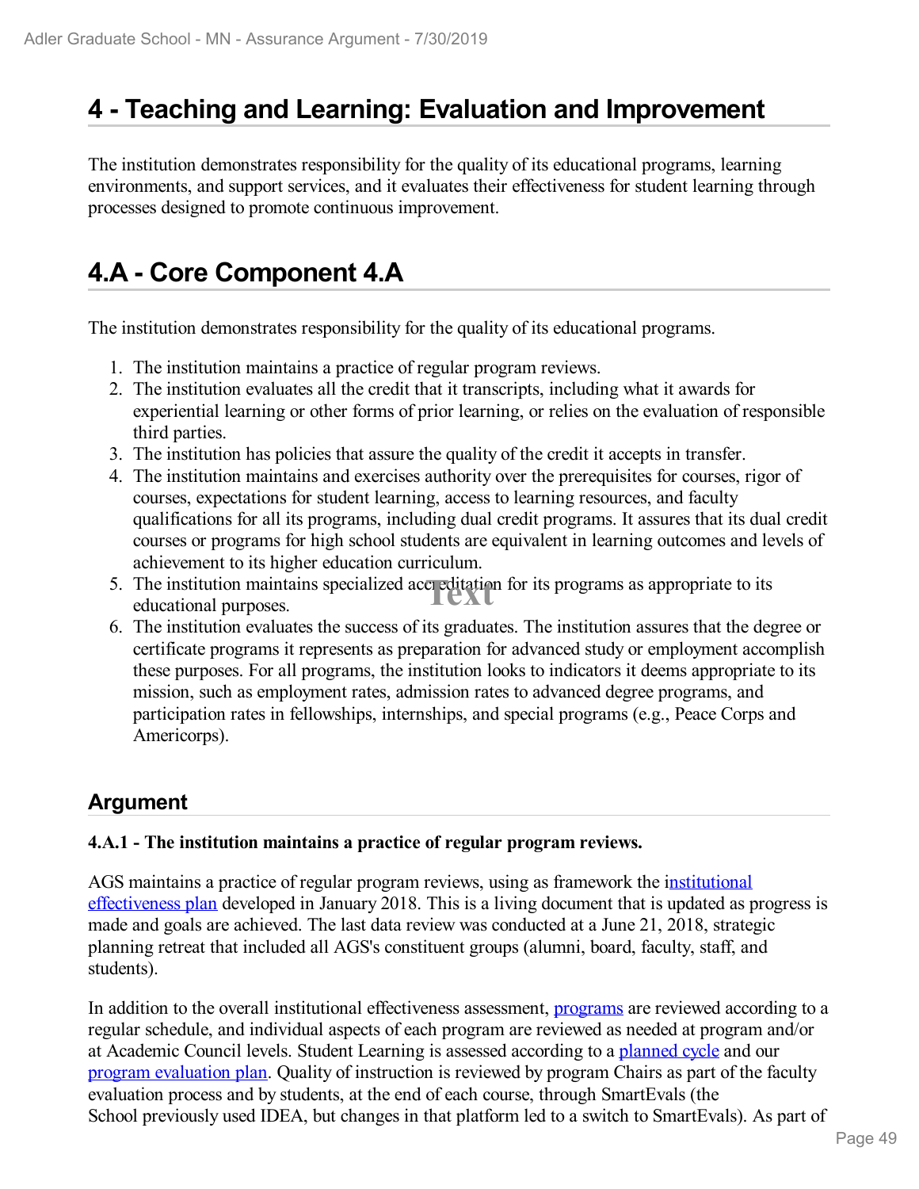# 4 - Teaching and Learning: Evaluation and Improvement

The institution demonstrates responsibility for the quality of its educational programs, learning environments, and support services, and it evaluates their effectiveness for student learning through processes designed to promote continuous improvement.

# 4.A - Core Component 4.A

The institution demonstrates responsibility for the quality of its educational programs.

1. The institution maintains a practice of regular program reviews.
2. The institution evaluates all the credit that it transcripts, including what it awards for experiential learning or other forms of prior learning, or relies on the evaluation of responsible third parties.
3. The institution has policies that assure the quality of the credit it accepts in transfer.
4. The institution maintains and exercises authority over the prerequisites for courses, rigor of courses, expectations for student learning, access to learning resources, and faculty qualifications for all its programs, including dual credit programs. It assures that its dual credit courses or programs for high school students are equivalent in learning outcomes and levels of achievement to its higher education curriculum.
5. The institution maintains specialized accreditation for its programs as appropriate to its educational purposes.
6. The institution evaluates the success of its graduates. The institution assures that the degree or certificate programs it represents as preparation for advanced study or employment accomplish these purposes. For all programs, the institution looks to indicators it deems appropriate to its mission, such as employment rates, admission rates to advanced degree programs, and participation rates in fellowships, internships, and special programs (e.g., Peace Corps and Americorps).

## Argument

**4.A.1 - The institution maintains a practice of regular program reviews.**

AGS maintains a practice of regular program reviews, using as framework the institutional effectiveness plan developed in January 2018. This is a living document that is updated as progress is made and goals are achieved. The last data review was conducted at a June 21, 2018, strategic planning retreat that included all AGS's constituent groups (alumni, board, faculty, staff, and students).

In addition to the overall institutional effectiveness assessment, programs are reviewed according to a regular schedule, and individual aspects of each program are reviewed as needed at program and/or at Academic Council levels. Student Learning is assessed according to a planned cycle and our program evaluation plan. Quality of instruction is reviewed by program Chairs as part of the faculty evaluation process and by students, at the end of each course, through SmartEvals (the School previously used IDEA, but changes in that platform led to a switch to SmartEvals). As part of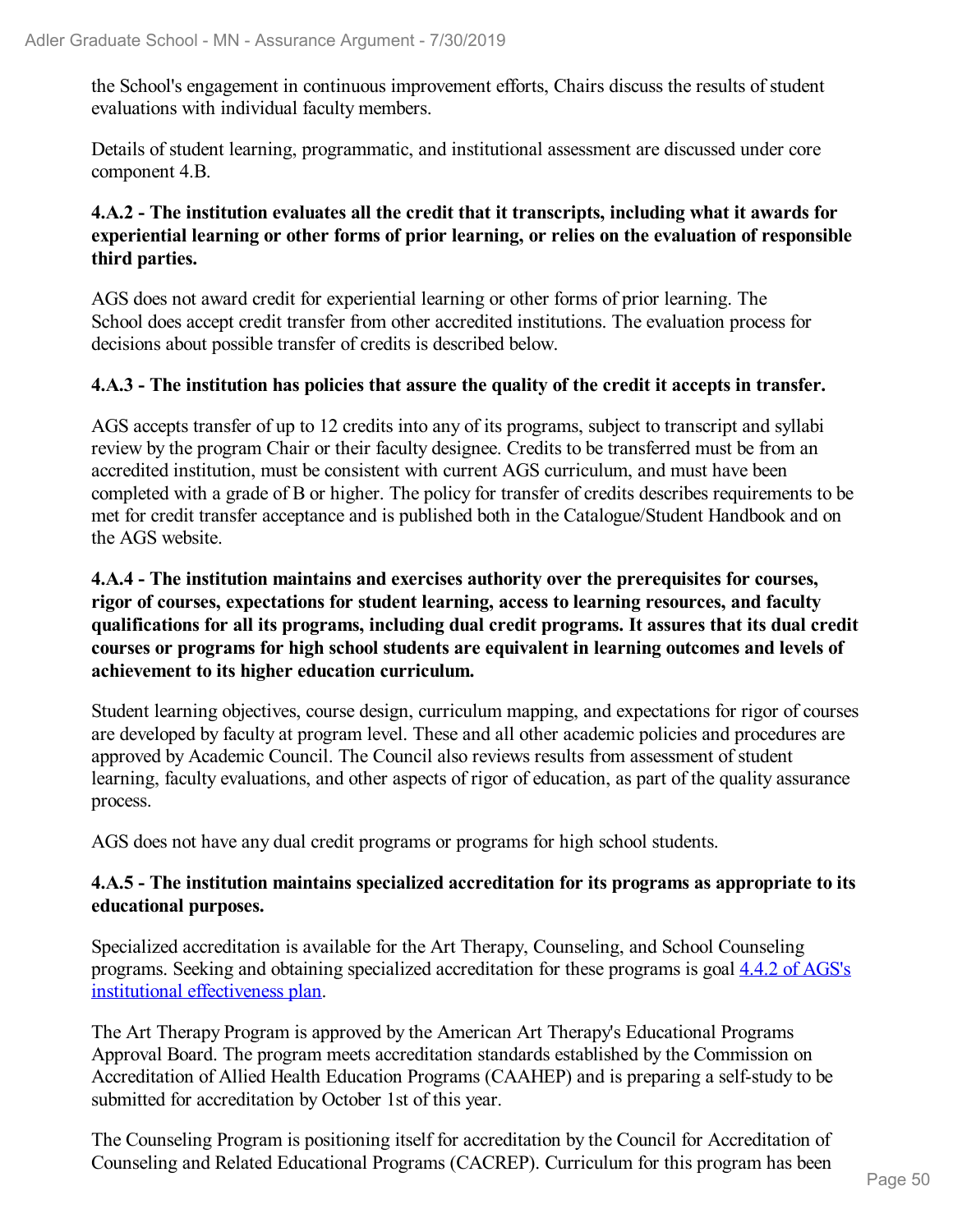the School's engagement in continuous improvement efforts, Chairs discuss the results of student evaluations with individual faculty members.

Details of student learning, programmatic, and institutional assessment are discussed under core component 4.B.

**4.A.2 - The institution evaluates all the credit that it transcripts, including what it awards for experiential learning or other forms of prior learning, or relies on the evaluation of responsible third parties.**

AGS does not award credit for experiential learning or other forms of prior learning. The School does accept credit transfer from other accredited institutions. The evaluation process for decisions about possible transfer of credits is described below.

**4.A.3 - The institution has policies that assure the quality of the credit it accepts in transfer.**

AGS accepts transfer of up to 12 credits into any of its programs, subject to transcript and syllabi review by the program Chair or their faculty designee. Credits to be transferred must be from an accredited institution, must be consistent with current AGS curriculum, and must have been completed with a grade of B or higher. The policy for transfer of credits describes requirements to be met for credit transfer acceptance and is published both in the Catalogue/Student Handbook and on the AGS website.

**4.A.4 - The institution maintains and exercises authority over the prerequisites for courses, rigor of courses, expectations for student learning, access to learning resources, and faculty qualifications for all its programs, including dual credit programs. It assures that its dual credit courses or programs for high school students are equivalent in learning outcomes and levels of achievement to its higher education curriculum.**

Student learning objectives, course design, curriculum mapping, and expectations for rigor of courses are developed by faculty at program level. These and all other academic policies and procedures are approved by Academic Council. The Council also reviews results from assessment of student learning, faculty evaluations, and other aspects of rigor of education, as part of the quality assurance process.

AGS does not have any dual credit programs or programs for high school students.

**4.A.5 - The institution maintains specialized accreditation for its programs as appropriate to its educational purposes.**

Specialized accreditation is available for the Art Therapy, Counseling, and School Counseling programs. Seeking and obtaining specialized accreditation for these programs is goal 4.4.2 of AGS's institutional effectiveness plan.

The Art Therapy Program is approved by the American Art Therapy's Educational Programs Approval Board. The program meets accreditation standards established by the Commission on Accreditation of Allied Health Education Programs (CAAHEP) and is preparing a self-study to be submitted for accreditation by October 1st of this year.

The Counseling Program is positioning itself for accreditation by the Council for Accreditation of Counseling and Related Educational Programs (CACREP). Curriculum for this program has been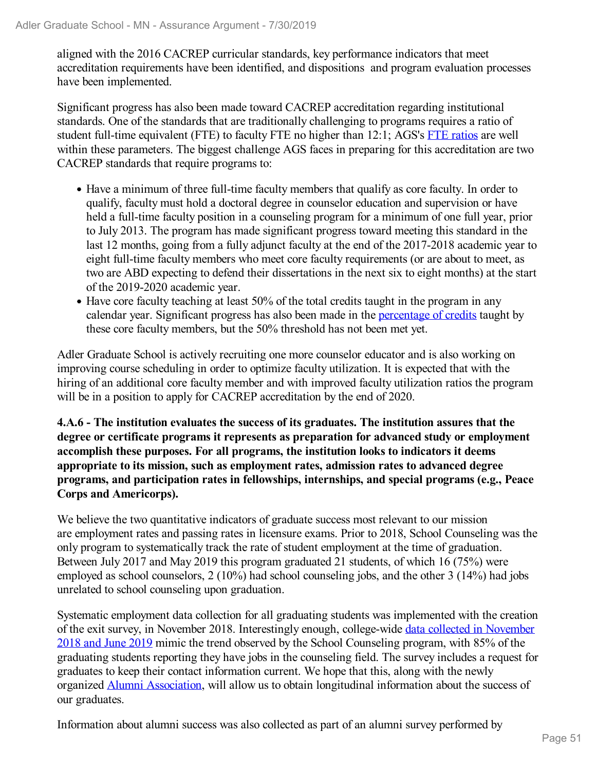aligned with the 2016 CACREP curricular standards, key performance indicators that meet accreditation requirements have been identified, and dispositions and program evaluation processes have been implemented.

Significant progress has also been made toward CACREP accreditation regarding institutional standards. One of the standards that are traditionally challenging to programs requires a ratio of student full-time equivalent (FTE) to faculty FTE no higher than 12:1; AGS's FTE ratios are well within these parameters. The biggest challenge AGS faces in preparing for this accreditation are two CACREP standards that require programs to:

- Have a minimum of three full-time faculty members that qualify as core faculty. In order to qualify, faculty must hold a doctoral degree in counselor education and supervision or have held a full-time faculty position in a counseling program for a minimum of one full year, prior to July 2013. The program has made significant progress toward meeting this standard in the last 12 months, going from a fully adjunct faculty at the end of the 2017-2018 academic year to eight full-time faculty members who meet core faculty requirements (or are about to meet, as two are ABD expecting to defend their dissertations in the next six to eight months) at the start of the 2019-2020 academic year.
- Have core faculty teaching at least 50% of the total credits taught in the program in any calendar year. Significant progress has also been made in the percentage of credits taught by these core faculty members, but the 50% threshold has not been met yet.

Adler Graduate School is actively recruiting one more counselor educator and is also working on improving course scheduling in order to optimize faculty utilization. It is expected that with the hiring of an additional core faculty member and with improved faculty utilization ratios the program will be in a position to apply for CACREP accreditation by the end of 2020.

**4.A.6 - The institution evaluates the success of its graduates. The institution assures that the degree or certificate programs it represents as preparation for advanced study or employment accomplish these purposes. For all programs, the institution looks to indicators it deems appropriate to its mission, such as employment rates, admission rates to advanced degree programs, and participation rates in fellowships, internships, and special programs (e.g., Peace Corps and Americorps).**

We believe the two quantitative indicators of graduate success most relevant to our mission are employment rates and passing rates in licensure exams. Prior to 2018, School Counseling was the only program to systematically track the rate of student employment at the time of graduation. Between July 2017 and May 2019 this program graduated 21 students, of which 16 (75%) were employed as school counselors, 2 (10%) had school counseling jobs, and the other 3 (14%) had jobs unrelated to school counseling upon graduation.

Systematic employment data collection for all graduating students was implemented with the creation of the exit survey, in November 2018. Interestingly enough, college-wide data collected in November 2018 and June 2019 mimic the trend observed by the School Counseling program, with 85% of the graduating students reporting they have jobs in the counseling field. The survey includes a request for graduates to keep their contact information current. We hope that this, along with the newly organized Alumni Association, will allow us to obtain longitudinal information about the success of our graduates.

Information about alumni success was also collected as part of an alumni survey performed by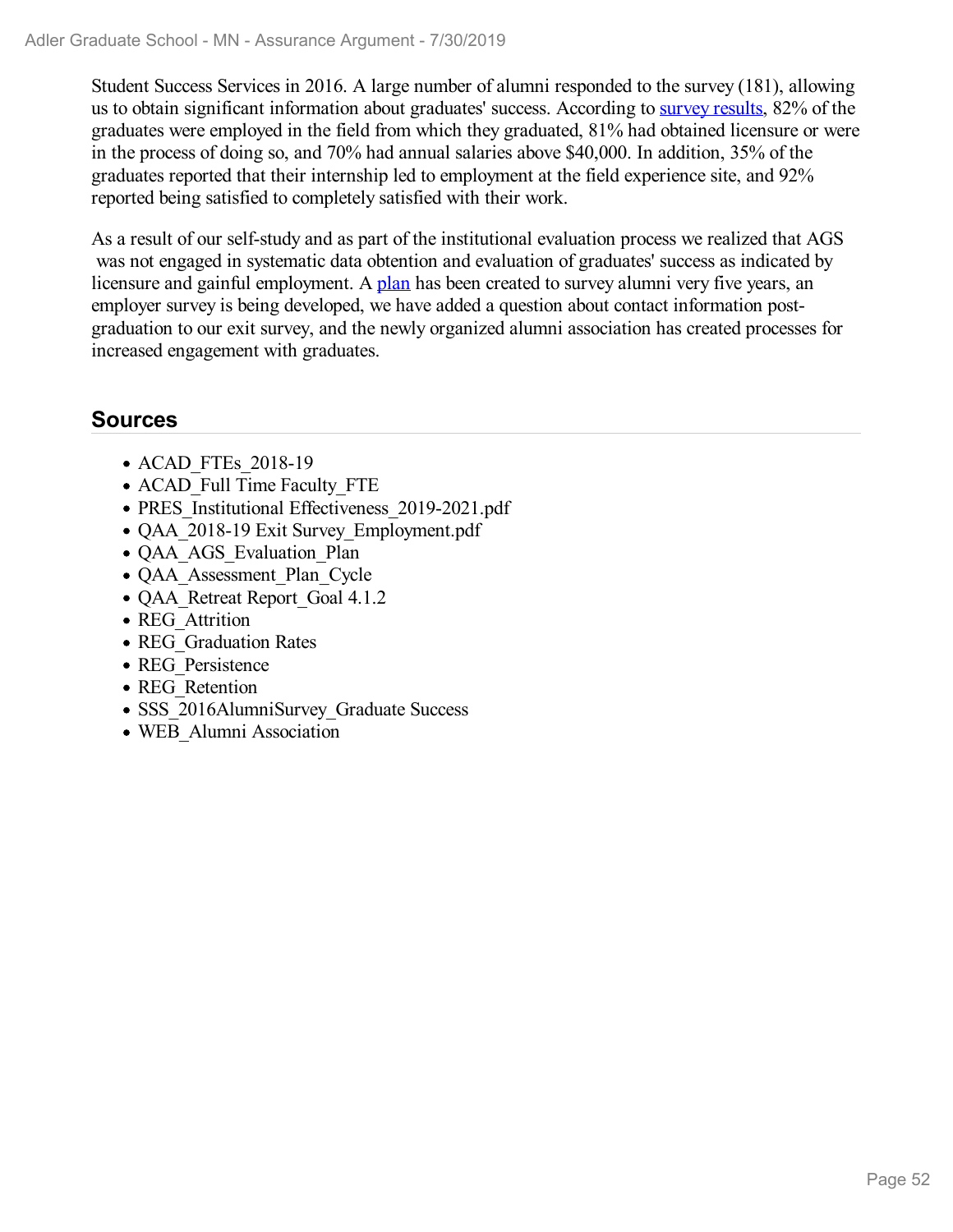Student Success Services in 2016. A large number of alumni responded to the survey (181), allowing us to obtain significant information about graduates' success. According to survey results, 82% of the graduates were employed in the field from which they graduated, 81% had obtained licensure or were in the process of doing so, and 70% had annual salaries above $40,000. In addition, 35% of the graduates reported that their internship led to employment at the field experience site, and 92% reported being satisfied to completely satisfied with their work.

As a result of our self-study and as part of the institutional evaluation process we realized that AGS was not engaged in systematic data obtention and evaluation of graduates' success as indicated by licensure and gainful employment. A plan has been created to survey alumni very five years, an employer survey is being developed, we have added a question about contact information post-graduation to our exit survey, and the newly organized alumni association has created processes for increased engagement with graduates.

## Sources

- ACAD_FTEs_2018-19
- ACAD_Full Time Faculty_FTE
- PRES_Institutional Effectiveness_2019-2021.pdf
- QAA_2018-19 Exit Survey_Employment.pdf
- QAA_AGS_Evaluation_Plan
- QAA_Assessment_Plan_Cycle
- QAA_Retreat Report_Goal 4.1.2
- REG_Attrition
- REG_Graduation Rates
- REG_Persistence
- REG_Retention
- SSS_2016AlumniSurvey_Graduate Success
- WEB_Alumni Association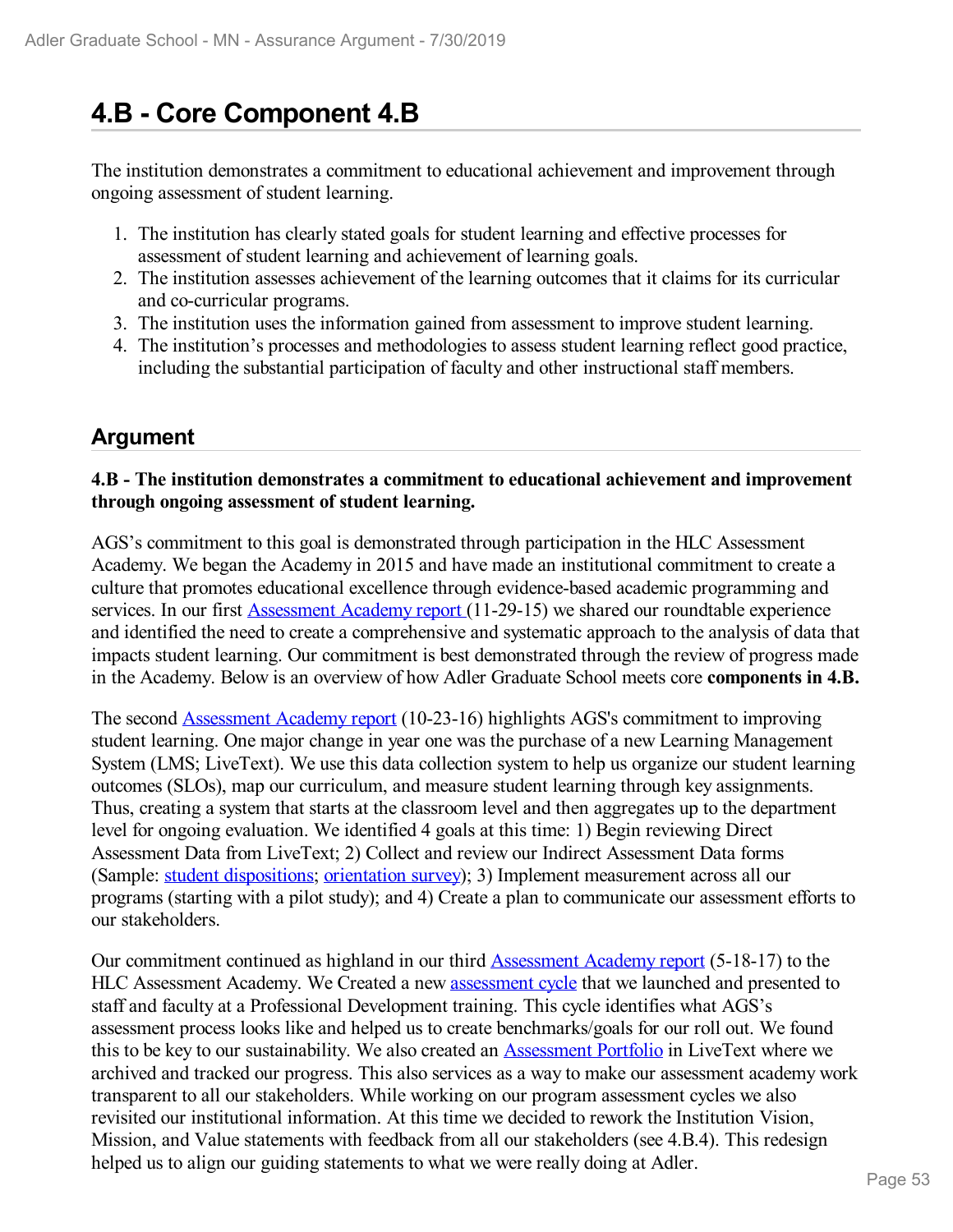# 4.B - Core Component 4.B

The institution demonstrates a commitment to educational achievement and improvement through ongoing assessment of student learning.

1. The institution has clearly stated goals for student learning and effective processes for assessment of student learning and achievement of learning goals.
2. The institution assesses achievement of the learning outcomes that it claims for its curricular and co-curricular programs.
3. The institution uses the information gained from assessment to improve student learning.
4. The institution's processes and methodologies to assess student learning reflect good practice, including the substantial participation of faculty and other instructional staff members.

## Argument

**4.B - The institution demonstrates a commitment to educational achievement and improvement through ongoing assessment of student learning.**

AGS's commitment to this goal is demonstrated through participation in the HLC Assessment Academy. We began the Academy in 2015 and have made an institutional commitment to create a culture that promotes educational excellence through evidence-based academic programming and services. In our first Assessment Academy report (11-29-15) we shared our roundtable experience and identified the need to create a comprehensive and systematic approach to the analysis of data that impacts student learning. Our commitment is best demonstrated through the review of progress made in the Academy. Below is an overview of how Adler Graduate School meets core **components in 4.B.**

The second Assessment Academy report (10-23-16) highlights AGS's commitment to improving student learning. One major change in year one was the purchase of a new Learning Management System (LMS; LiveText). We use this data collection system to help us organize our student learning outcomes (SLOs), map our curriculum, and measure student learning through key assignments. Thus, creating a system that starts at the classroom level and then aggregates up to the department level for ongoing evaluation. We identified 4 goals at this time: 1) Begin reviewing Direct Assessment Data from LiveText; 2) Collect and review our Indirect Assessment Data forms (Sample: student dispositions; orientation survey); 3) Implement measurement across all our programs (starting with a pilot study); and 4) Create a plan to communicate our assessment efforts to our stakeholders.

Our commitment continued as highland in our third Assessment Academy report (5-18-17) to the HLC Assessment Academy. We Created a new assessment cycle that we launched and presented to staff and faculty at a Professional Development training. This cycle identifies what AGS's assessment process looks like and helped us to create benchmarks/goals for our roll out. We found this to be key to our sustainability. We also created an Assessment Portfolio in LiveText where we archived and tracked our progress. This also services as a way to make our assessment academy work transparent to all our stakeholders. While working on our program assessment cycles we also revisited our institutional information. At this time we decided to rework the Institution Vision, Mission, and Value statements with feedback from all our stakeholders (see 4.B.4). This redesign helped us to align our guiding statements to what we were really doing at Adler.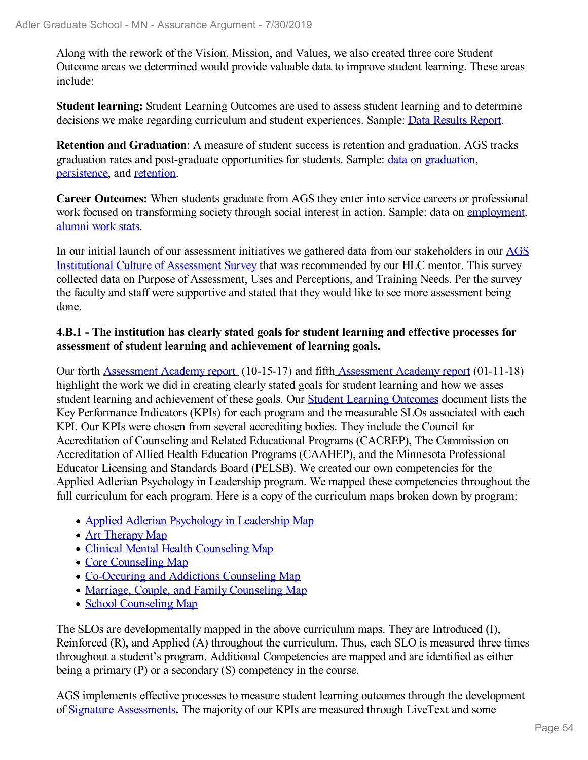Along with the rework of the Vision, Mission, and Values, we also created three core Student Outcome areas we determined would provide valuable data to improve student learning. These areas include:

**Student learning:** Student Learning Outcomes are used to assess student learning and to determine decisions we make regarding curriculum and student experiences. Sample: Data Results Report.

**Retention and Graduation**: A measure of student success is retention and graduation. AGS tracks graduation rates and post-graduate opportunities for students. Sample: data on graduation, persistence, and retention.

**Career Outcomes:** When students graduate from AGS they enter into service careers or professional work focused on transforming society through social interest in action. Sample: data on employment, alumni work stats.

In our initial launch of our assessment initiatives we gathered data from our stakeholders in our AGS Institutional Culture of Assessment Survey that was recommended by our HLC mentor. This survey collected data on Purpose of Assessment, Uses and Perceptions, and Training Needs. Per the survey the faculty and staff were supportive and stated that they would like to see more assessment being done.

**4.B.1 - The institution has clearly stated goals for student learning and effective processes for assessment of student learning and achievement of learning goals.**

Our forth Assessment Academy report (10-15-17) and fifth Assessment Academy report (01-11-18) highlight the work we did in creating clearly stated goals for student learning and how we asses student learning and achievement of these goals. Our Student Learning Outcomes document lists the Key Performance Indicators (KPIs) for each program and the measurable SLOs associated with each KPI. Our KPIs were chosen from several accrediting bodies. They include the Council for Accreditation of Counseling and Related Educational Programs (CACREP), The Commission on Accreditation of Allied Health Education Programs (CAAHEP), and the Minnesota Professional Educator Licensing and Standards Board (PELSB). We created our own competencies for the Applied Adlerian Psychology in Leadership program. We mapped these competencies throughout the full curriculum for each program. Here is a copy of the curriculum maps broken down by program:

- Applied Adlerian Psychology in Leadership Map
- Art Therapy Map
- Clinical Mental Health Counseling Map
- Core Counseling Map
- Co-Occuring and Addictions Counseling Map
- Marriage, Couple, and Family Counseling Map
- School Counseling Map

The SLOs are developmentally mapped in the above curriculum maps. They are Introduced (I), Reinforced (R), and Applied (A) throughout the curriculum. Thus, each SLO is measured three times throughout a student's program. Additional Competencies are mapped and are identified as either being a primary (P) or a secondary (S) competency in the course.

AGS implements effective processes to measure student learning outcomes through the development of Signature Assessments**.** The majority of our KPIs are measured through LiveText and some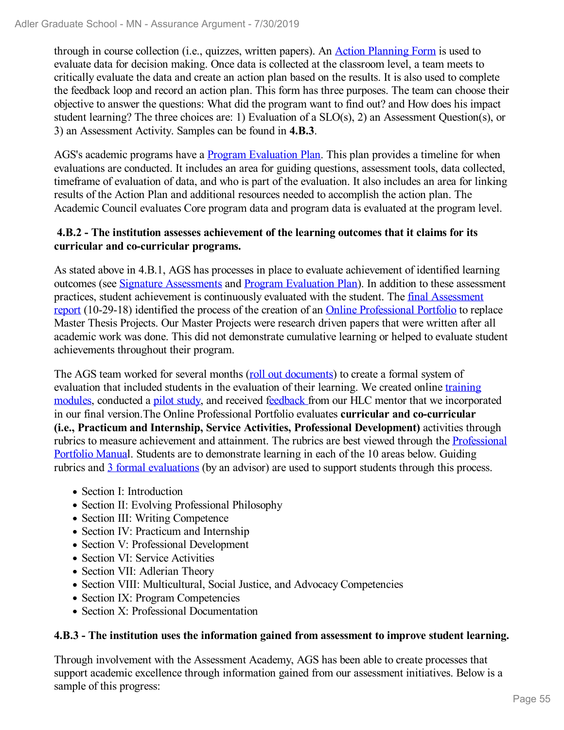through in course collection (i.e., quizzes, written papers). An Action Planning Form is used to evaluate data for decision making. Once data is collected at the classroom level, a team meets to critically evaluate the data and create an action plan based on the results. It is also used to complete the feedback loop and record an action plan. This form has three purposes. The team can choose their objective to answer the questions: What did the program want to find out? and How does his impact student learning? The three choices are: 1) Evaluation of a SLO(s), 2) an Assessment Question(s), or 3) an Assessment Activity. Samples can be found in **4.B.3**.

AGS's academic programs have a Program Evaluation Plan. This plan provides a timeline for when evaluations are conducted. It includes an area for guiding questions, assessment tools, data collected, timeframe of evaluation of data, and who is part of the evaluation. It also includes an area for linking results of the Action Plan and additional resources needed to accomplish the action plan. The Academic Council evaluates Core program data and program data is evaluated at the program level.

**4.B.2 - The institution assesses achievement of the learning outcomes that it claims for its curricular and co-curricular programs.**

As stated above in 4.B.1, AGS has processes in place to evaluate achievement of identified learning outcomes (see Signature Assessments and Program Evaluation Plan). In addition to these assessment practices, student achievement is continuously evaluated with the student. The final Assessment report (10-29-18) identified the process of the creation of an Online Professional Portfolio to replace Master Thesis Projects. Our Master Projects were research driven papers that were written after all academic work was done. This did not demonstrate cumulative learning or helped to evaluate student achievements throughout their program.

The AGS team worked for several months (roll out documents) to create a formal system of evaluation that included students in the evaluation of their learning. We created online training modules, conducted a pilot study, and received feedback from our HLC mentor that we incorporated in our final version.The Online Professional Portfolio evaluates **curricular and co-curricular (i.e., Practicum and Internship, Service Activities, Professional Development)** activities through rubrics to measure achievement and attainment. The rubrics are best viewed through the Professional Portfolio Manual. Students are to demonstrate learning in each of the 10 areas below. Guiding rubrics and 3 formal evaluations (by an advisor) are used to support students through this process.

- Section I: Introduction
- Section II: Evolving Professional Philosophy
- Section III: Writing Competence
- Section IV: Practicum and Internship
- Section V: Professional Development
- Section VI: Service Activities
- Section VII: Adlerian Theory
- Section VIII: Multicultural, Social Justice, and Advocacy Competencies
- Section IX: Program Competencies
- Section X: Professional Documentation

**4.B.3 - The institution uses the information gained from assessment to improve student learning.**

Through involvement with the Assessment Academy, AGS has been able to create processes that support academic excellence through information gained from our assessment initiatives. Below is a sample of this progress: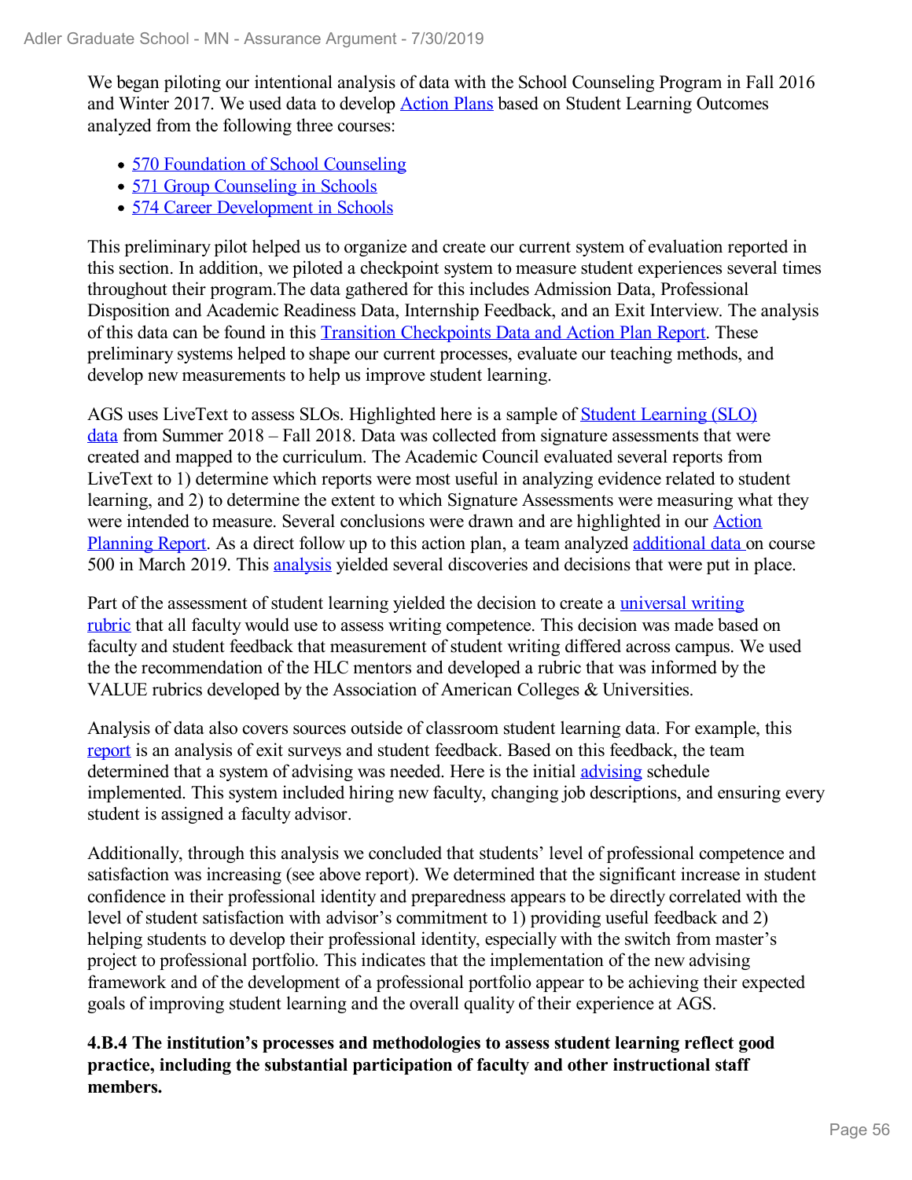We began piloting our intentional analysis of data with the School Counseling Program in Fall 2016 and Winter 2017. We used data to develop Action Plans based on Student Learning Outcomes analyzed from the following three courses:

- 570 Foundation of School Counseling
- 571 Group Counseling in Schools
- 574 Career Development in Schools

This preliminary pilot helped us to organize and create our current system of evaluation reported in this section. In addition, we piloted a checkpoint system to measure student experiences several times throughout their program.The data gathered for this includes Admission Data, Professional Disposition and Academic Readiness Data, Internship Feedback, and an Exit Interview. The analysis of this data can be found in this Transition Checkpoints Data and Action Plan Report. These preliminary systems helped to shape our current processes, evaluate our teaching methods, and develop new measurements to help us improve student learning.

AGS uses LiveText to assess SLOs. Highlighted here is a sample of Student Learning (SLO) data from Summer 2018 – Fall 2018. Data was collected from signature assessments that were created and mapped to the curriculum. The Academic Council evaluated several reports from LiveText to 1) determine which reports were most useful in analyzing evidence related to student learning, and 2) to determine the extent to which Signature Assessments were measuring what they were intended to measure. Several conclusions were drawn and are highlighted in our Action Planning Report. As a direct follow up to this action plan, a team analyzed additional data on course 500 in March 2019. This analysis yielded several discoveries and decisions that were put in place.

Part of the assessment of student learning yielded the decision to create a universal writing rubric that all faculty would use to assess writing competence. This decision was made based on faculty and student feedback that measurement of student writing differed across campus. We used the the recommendation of the HLC mentors and developed a rubric that was informed by the VALUE rubrics developed by the Association of American Colleges & Universities.

Analysis of data also covers sources outside of classroom student learning data. For example, this report is an analysis of exit surveys and student feedback. Based on this feedback, the team determined that a system of advising was needed. Here is the initial advising schedule implemented. This system included hiring new faculty, changing job descriptions, and ensuring every student is assigned a faculty advisor.

Additionally, through this analysis we concluded that students' level of professional competence and satisfaction was increasing (see above report). We determined that the significant increase in student confidence in their professional identity and preparedness appears to be directly correlated with the level of student satisfaction with advisor's commitment to 1) providing useful feedback and 2) helping students to develop their professional identity, especially with the switch from master's project to professional portfolio. This indicates that the implementation of the new advising framework and of the development of a professional portfolio appear to be achieving their expected goals of improving student learning and the overall quality of their experience at AGS.

**4.B.4 The institution's processes and methodologies to assess student learning reflect good practice, including the substantial participation of faculty and other instructional staff members.**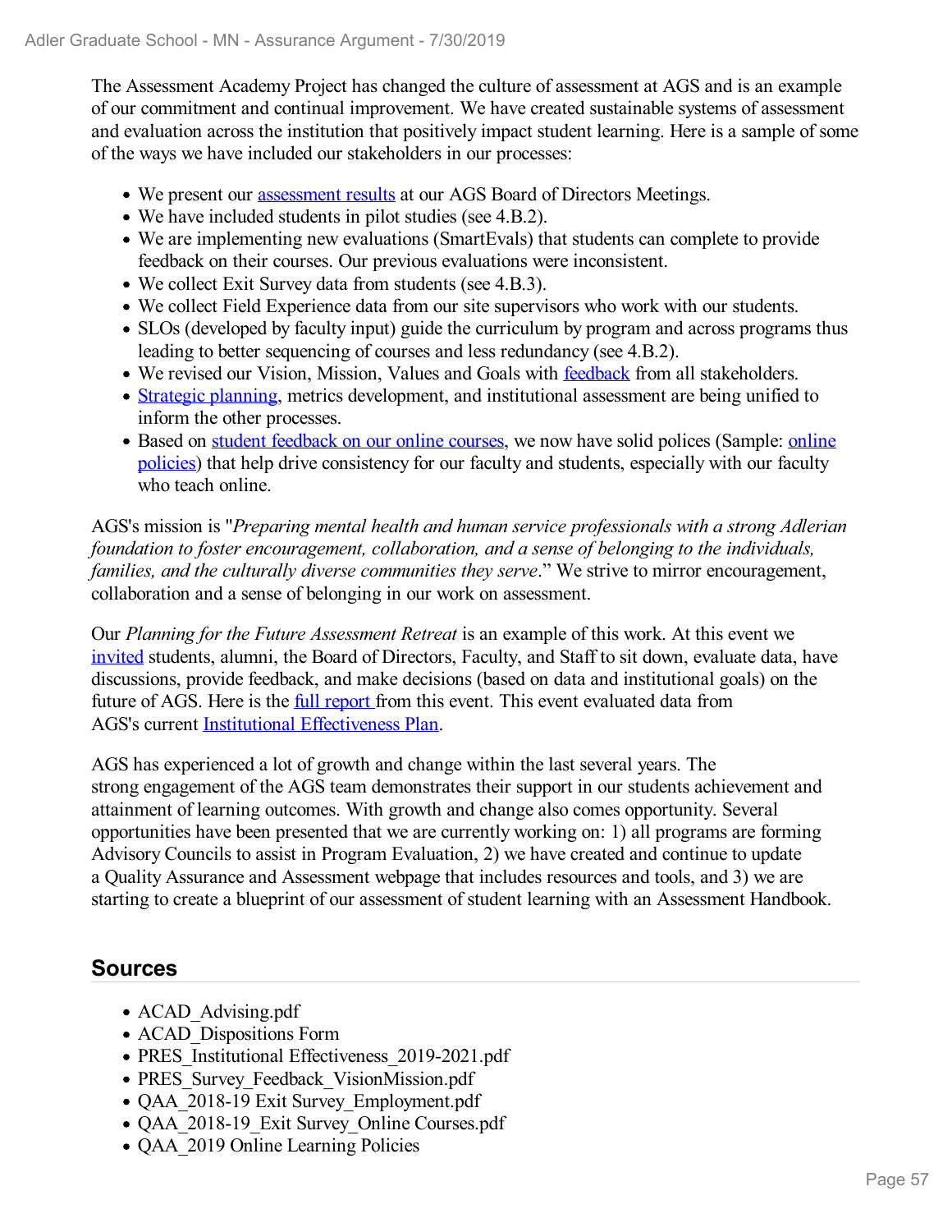The Assessment Academy Project has changed the culture of assessment at AGS and is an example of our commitment and continual improvement. We have created sustainable systems of assessment and evaluation across the institution that positively impact student learning. Here is a sample of some of the ways we have included our stakeholders in our processes:

- We present our assessment results at our AGS Board of Directors Meetings.
- We have included students in pilot studies (see 4.B.2).
- We are implementing new evaluations (SmartEvals) that students can complete to provide feedback on their courses. Our previous evaluations were inconsistent.
- We collect Exit Survey data from students (see 4.B.3).
- We collect Field Experience data from our site supervisors who work with our students.
- SLOs (developed by faculty input) guide the curriculum by program and across programs thus leading to better sequencing of courses and less redundancy (see 4.B.2).
- We revised our Vision, Mission, Values and Goals with feedback from all stakeholders.
- Strategic planning, metrics development, and institutional assessment are being unified to inform the other processes.
- Based on student feedback on our online courses, we now have solid polices (Sample: online policies) that help drive consistency for our faculty and students, especially with our faculty who teach online.

AGS's mission is "*Preparing mental health and human service professionals with a strong Adlerian foundation to foster encouragement, collaboration, and a sense of belonging to the individuals, families, and the culturally diverse communities they serve*." We strive to mirror encouragement, collaboration and a sense of belonging in our work on assessment.

Our *Planning for the Future Assessment Retreat* is an example of this work. At this event we invited students, alumni, the Board of Directors, Faculty, and Staff to sit down, evaluate data, have discussions, provide feedback, and make decisions (based on data and institutional goals) on the future of AGS. Here is the full report from this event. This event evaluated data from AGS's current Institutional Effectiveness Plan.

AGS has experienced a lot of growth and change within the last several years. The strong engagement of the AGS team demonstrates their support in our students achievement and attainment of learning outcomes. With growth and change also comes opportunity. Several opportunities have been presented that we are currently working on: 1) all programs are forming Advisory Councils to assist in Program Evaluation, 2) we have created and continue to update a Quality Assurance and Assessment webpage that includes resources and tools, and 3) we are starting to create a blueprint of our assessment of student learning with an Assessment Handbook.

## Sources

- ACAD_Advising.pdf
- ACAD_Dispositions Form
- PRES_Institutional Effectiveness_2019-2021.pdf
- PRES_Survey_Feedback_VisionMission.pdf
- QAA_2018-19 Exit Survey_Employment.pdf
- QAA_2018-19_Exit Survey_Online Courses.pdf
- QAA_2019 Online Learning Policies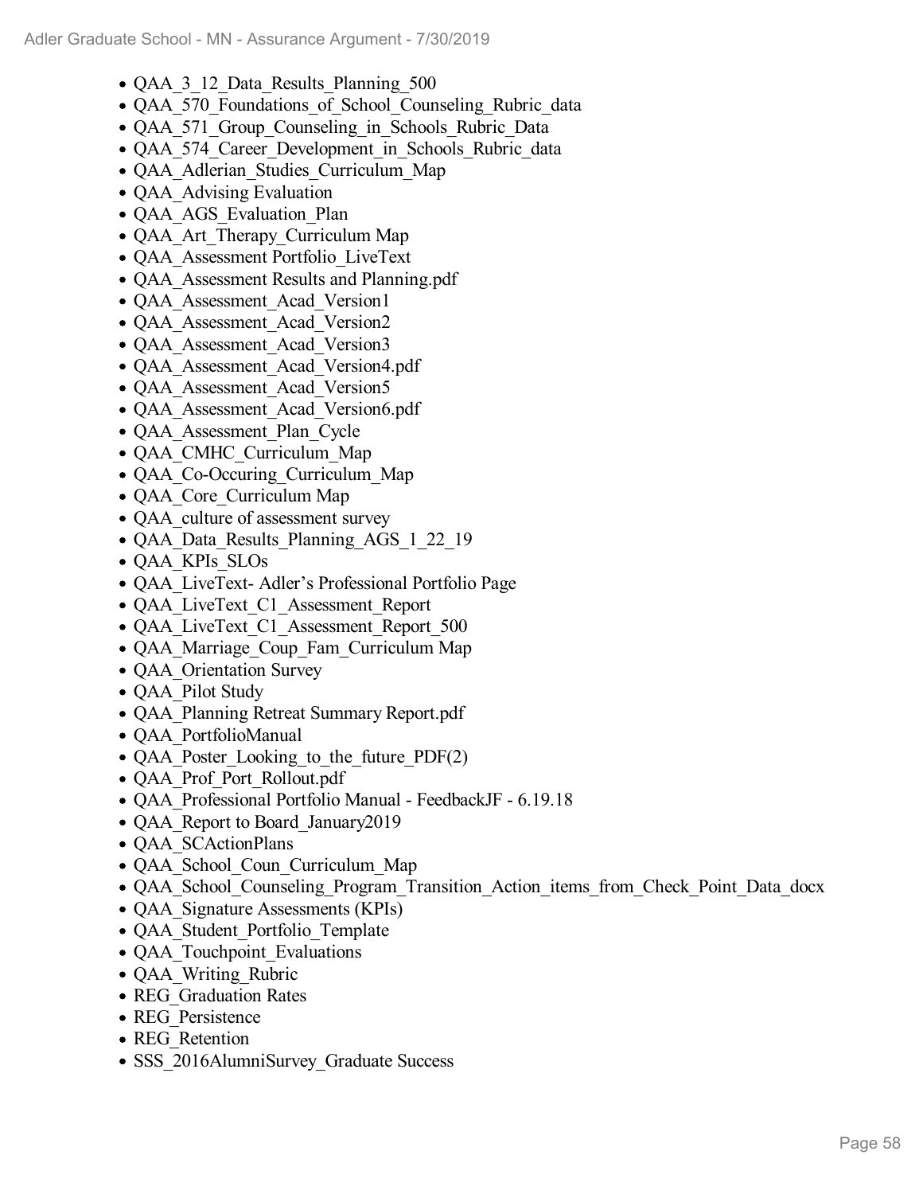- QAA_3_12_Data_Results_Planning_500
- QAA_570_Foundations_of_School_Counseling_Rubric_data
- QAA_571_Group_Counseling_in_Schools_Rubric_Data
- QAA_574_Career_Development_in_Schools_Rubric_data
- QAA_Adlerian_Studies_Curriculum_Map
- QAA_Advising Evaluation
- QAA_AGS_Evaluation_Plan
- QAA_Art_Therapy_Curriculum Map
- QAA_Assessment Portfolio_LiveText
- QAA_Assessment Results and Planning.pdf
- QAA_Assessment_Acad_Version1
- QAA_Assessment_Acad_Version2
- QAA_Assessment_Acad_Version3
- QAA_Assessment_Acad_Version4.pdf
- QAA_Assessment_Acad_Version5
- QAA_Assessment_Acad_Version6.pdf
- QAA_Assessment_Plan_Cycle
- QAA_CMHC_Curriculum_Map
- QAA_Co-Occuring_Curriculum_Map
- QAA_Core_Curriculum Map
- QAA_culture of assessment survey
- QAA_Data_Results_Planning_AGS_1_22_19
- QAA_KPIs_SLOs
- QAA_LiveText- Adler's Professional Portfolio Page
- QAA_LiveText_C1_Assessment_Report
- QAA_LiveText_C1_Assessment_Report_500
- QAA_Marriage_Coup_Fam_Curriculum Map
- QAA_Orientation Survey
- QAA_Pilot Study
- QAA_Planning Retreat Summary Report.pdf
- QAA_PortfolioManual
- QAA_Poster_Looking_to_the_future_PDF(2)
- QAA_Prof_Port_Rollout.pdf
- QAA_Professional Portfolio Manual - FeedbackJF - 6.19.18
- QAA_Report to Board_January2019
- QAA_SCActionPlans
- QAA_School_Coun_Curriculum_Map
- QAA_School_Counseling_Program_Transition_Action_items_from_Check_Point_Data_docx
- QAA_Signature Assessments (KPIs)
- QAA_Student_Portfolio_Template
- QAA_Touchpoint_Evaluations
- QAA_Writing_Rubric
- REG_Graduation Rates
- REG_Persistence
- REG_Retention
- SSS_2016AlumniSurvey_Graduate Success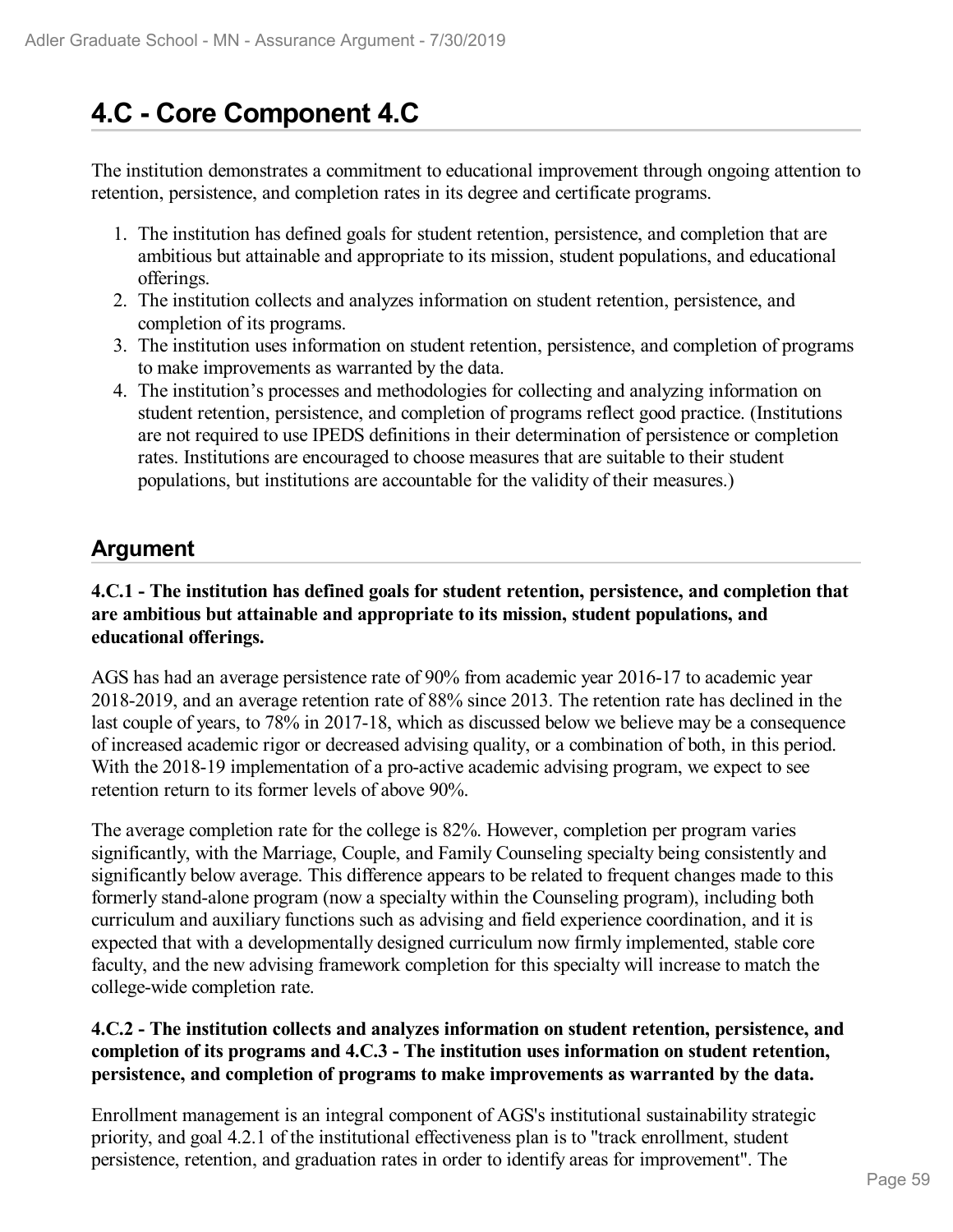# 4.C - Core Component 4.C

The institution demonstrates a commitment to educational improvement through ongoing attention to retention, persistence, and completion rates in its degree and certificate programs.

1. The institution has defined goals for student retention, persistence, and completion that are ambitious but attainable and appropriate to its mission, student populations, and educational offerings.
2. The institution collects and analyzes information on student retention, persistence, and completion of its programs.
3. The institution uses information on student retention, persistence, and completion of programs to make improvements as warranted by the data.
4. The institution's processes and methodologies for collecting and analyzing information on student retention, persistence, and completion of programs reflect good practice. (Institutions are not required to use IPEDS definitions in their determination of persistence or completion rates. Institutions are encouraged to choose measures that are suitable to their student populations, but institutions are accountable for the validity of their measures.)

## Argument

**4.C.1 - The institution has defined goals for student retention, persistence, and completion that are ambitious but attainable and appropriate to its mission, student populations, and educational offerings.**

AGS has had an average persistence rate of 90% from academic year 2016-17 to academic year 2018-2019, and an average retention rate of 88% since 2013. The retention rate has declined in the last couple of years, to 78% in 2017-18, which as discussed below we believe may be a consequence of increased academic rigor or decreased advising quality, or a combination of both, in this period. With the 2018-19 implementation of a pro-active academic advising program, we expect to see retention return to its former levels of above 90%.

The average completion rate for the college is 82%. However, completion per program varies significantly, with the Marriage, Couple, and Family Counseling specialty being consistently and significantly below average. This difference appears to be related to frequent changes made to this formerly stand-alone program (now a specialty within the Counseling program), including both curriculum and auxiliary functions such as advising and field experience coordination, and it is expected that with a developmentally designed curriculum now firmly implemented, stable core faculty, and the new advising framework completion for this specialty will increase to match the college-wide completion rate.

**4.C.2 - The institution collects and analyzes information on student retention, persistence, and completion of its programs and 4.C.3 - The institution uses information on student retention, persistence, and completion of programs to make improvements as warranted by the data.**

Enrollment management is an integral component of AGS's institutional sustainability strategic priority, and goal 4.2.1 of the institutional effectiveness plan is to "track enrollment, student persistence, retention, and graduation rates in order to identify areas for improvement". The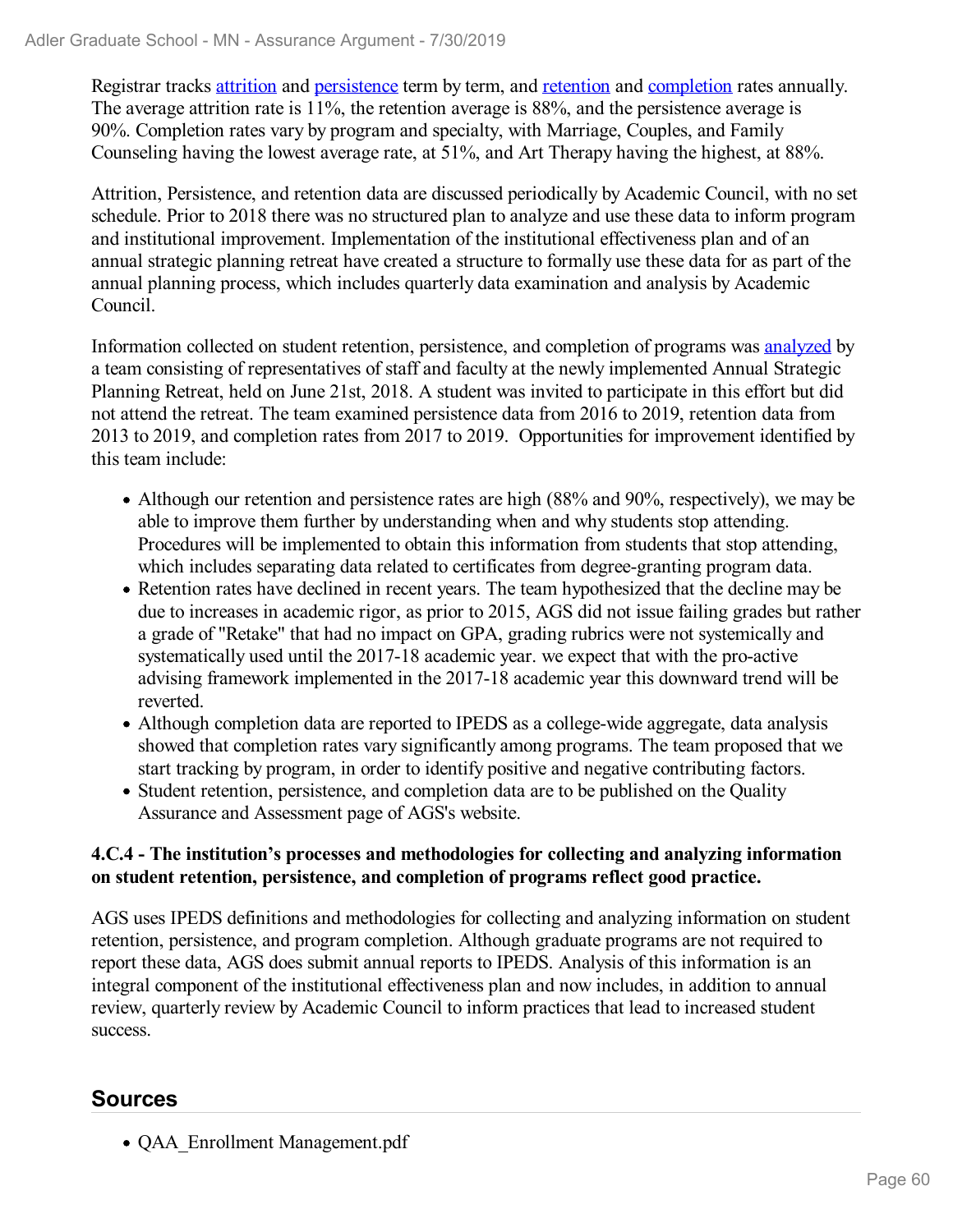Registrar tracks attrition and persistence term by term, and retention and completion rates annually. The average attrition rate is 11%, the retention average is 88%, and the persistence average is 90%. Completion rates vary by program and specialty, with Marriage, Couples, and Family Counseling having the lowest average rate, at 51%, and Art Therapy having the highest, at 88%.

Attrition, Persistence, and retention data are discussed periodically by Academic Council, with no set schedule. Prior to 2018 there was no structured plan to analyze and use these data to inform program and institutional improvement. Implementation of the institutional effectiveness plan and of an annual strategic planning retreat have created a structure to formally use these data for as part of the annual planning process, which includes quarterly data examination and analysis by Academic Council.

Information collected on student retention, persistence, and completion of programs was analyzed by a team consisting of representatives of staff and faculty at the newly implemented Annual Strategic Planning Retreat, held on June 21st, 2018. A student was invited to participate in this effort but did not attend the retreat. The team examined persistence data from 2016 to 2019, retention data from 2013 to 2019, and completion rates from 2017 to 2019. Opportunities for improvement identified by this team include:

- Although our retention and persistence rates are high (88% and 90%, respectively), we may be able to improve them further by understanding when and why students stop attending. Procedures will be implemented to obtain this information from students that stop attending, which includes separating data related to certificates from degree-granting program data.
- Retention rates have declined in recent years. The team hypothesized that the decline may be due to increases in academic rigor, as prior to 2015, AGS did not issue failing grades but rather a grade of "Retake" that had no impact on GPA, grading rubrics were not systemically and systematically used until the 2017-18 academic year. we expect that with the pro-active advising framework implemented in the 2017-18 academic year this downward trend will be reverted.
- Although completion data are reported to IPEDS as a college-wide aggregate, data analysis showed that completion rates vary significantly among programs. The team proposed that we start tracking by program, in order to identify positive and negative contributing factors.
- Student retention, persistence, and completion data are to be published on the Quality Assurance and Assessment page of AGS's website.

**4.C.4 - The institution's processes and methodologies for collecting and analyzing information on student retention, persistence, and completion of programs reflect good practice.**

AGS uses IPEDS definitions and methodologies for collecting and analyzing information on student retention, persistence, and program completion. Although graduate programs are not required to report these data, AGS does submit annual reports to IPEDS. Analysis of this information is an integral component of the institutional effectiveness plan and now includes, in addition to annual review, quarterly review by Academic Council to inform practices that lead to increased student success.

## Sources

- QAA_Enrollment Management.pdf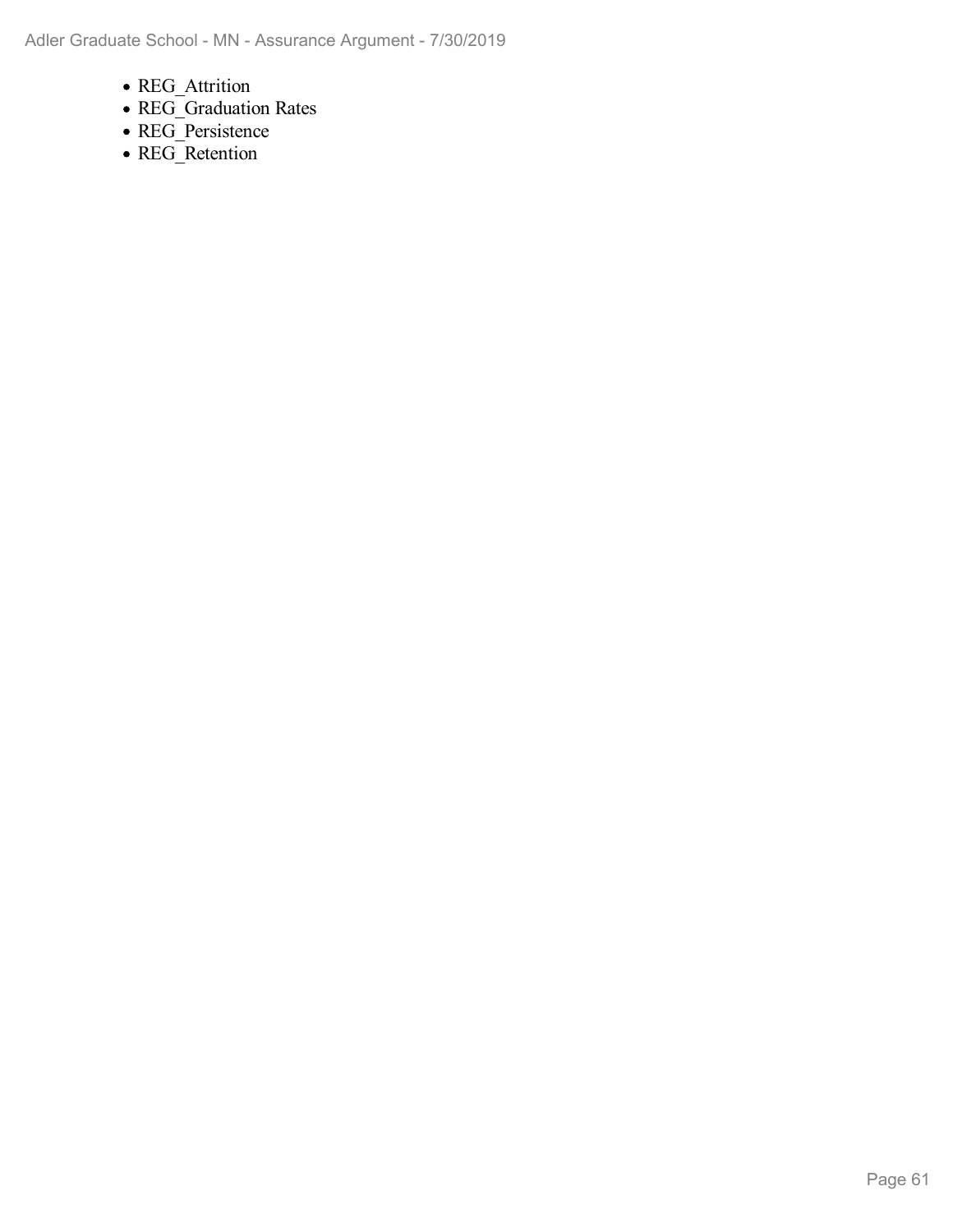- REG_Attrition
- REG_Graduation Rates
- REG_Persistence
- REG_Retention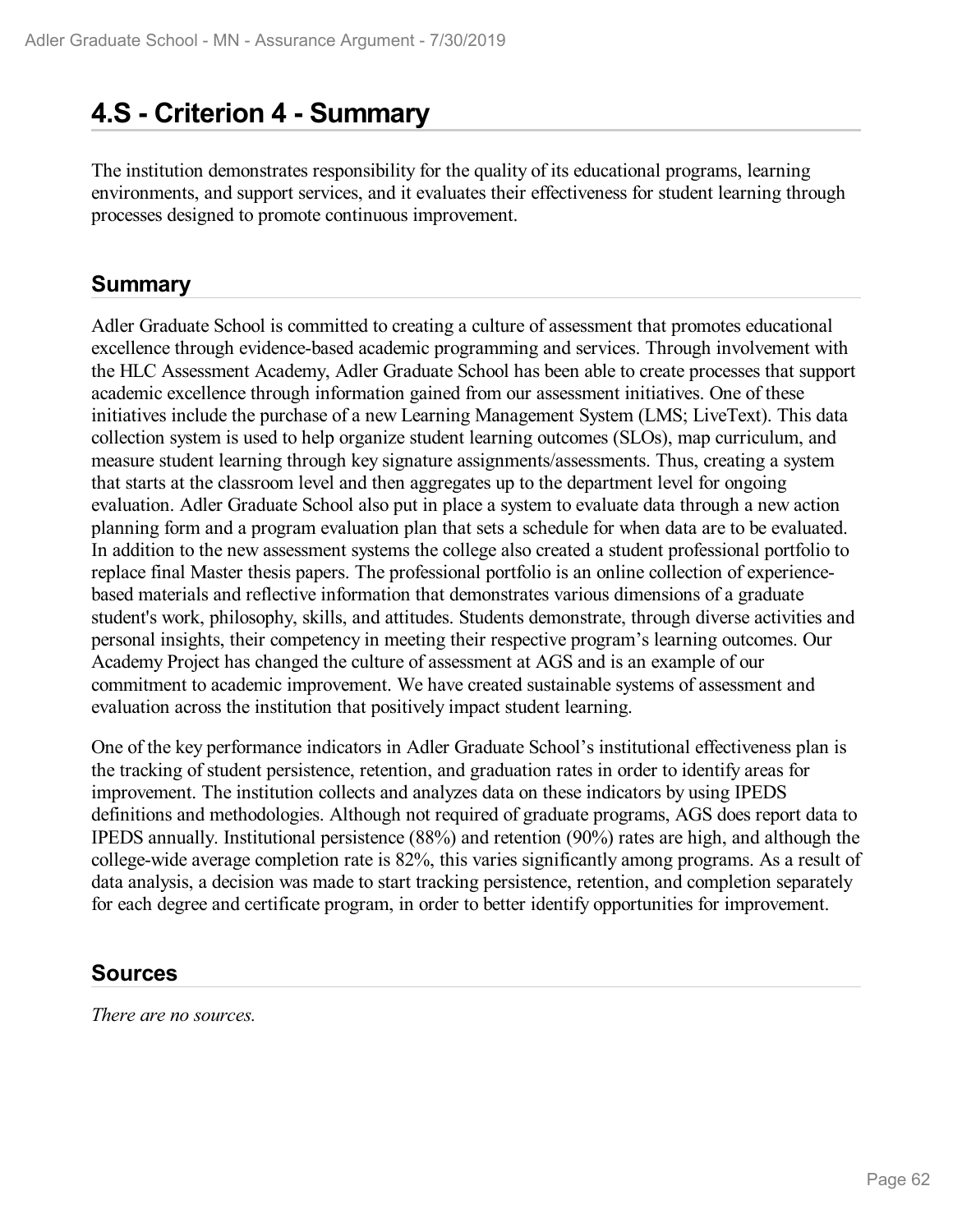# 4.S - Criterion 4 - Summary

The institution demonstrates responsibility for the quality of its educational programs, learning environments, and support services, and it evaluates their effectiveness for student learning through processes designed to promote continuous improvement.

## Summary

Adler Graduate School is committed to creating a culture of assessment that promotes educational excellence through evidence-based academic programming and services. Through involvement with the HLC Assessment Academy, Adler Graduate School has been able to create processes that support academic excellence through information gained from our assessment initiatives. One of these initiatives include the purchase of a new Learning Management System (LMS; LiveText). This data collection system is used to help organize student learning outcomes (SLOs), map curriculum, and measure student learning through key signature assignments/assessments. Thus, creating a system that starts at the classroom level and then aggregates up to the department level for ongoing evaluation. Adler Graduate School also put in place a system to evaluate data through a new action planning form and a program evaluation plan that sets a schedule for when data are to be evaluated. In addition to the new assessment systems the college also created a student professional portfolio to replace final Master thesis papers. The professional portfolio is an online collection of experience-based materials and reflective information that demonstrates various dimensions of a graduate student's work, philosophy, skills, and attitudes. Students demonstrate, through diverse activities and personal insights, their competency in meeting their respective program's learning outcomes. Our Academy Project has changed the culture of assessment at AGS and is an example of our commitment to academic improvement. We have created sustainable systems of assessment and evaluation across the institution that positively impact student learning.

One of the key performance indicators in Adler Graduate School's institutional effectiveness plan is the tracking of student persistence, retention, and graduation rates in order to identify areas for improvement. The institution collects and analyzes data on these indicators by using IPEDS definitions and methodologies. Although not required of graduate programs, AGS does report data to IPEDS annually. Institutional persistence (88%) and retention (90%) rates are high, and although the college-wide average completion rate is 82%, this varies significantly among programs. As a result of data analysis, a decision was made to start tracking persistence, retention, and completion separately for each degree and certificate program, in order to better identify opportunities for improvement.

## Sources

*There are no sources.*